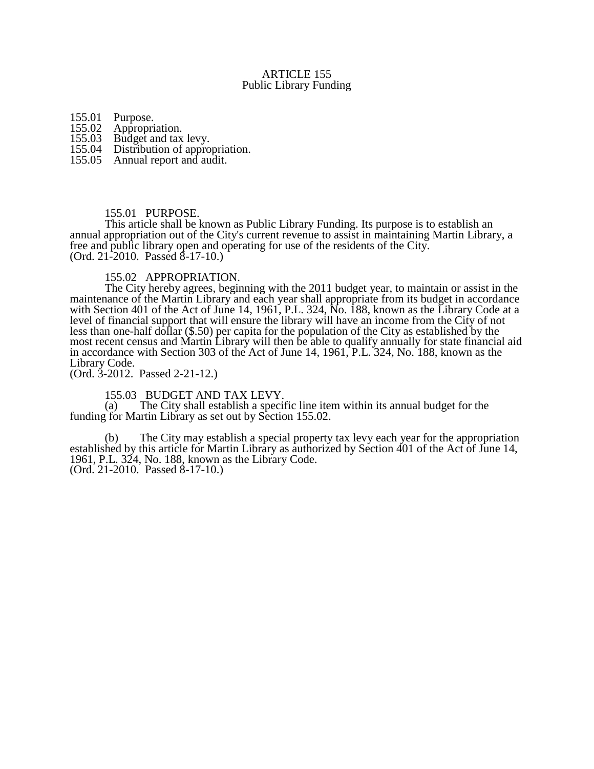# ARTICLE 155
## Public Library Funding

155.01 Purpose.
155.02 Appropriation.
155.03 Budget and tax levy.
155.04 Distribution of appropriation.
155.05 Annual report and audit.

### 155.01 PURPOSE.

This article shall be known as Public Library Funding. Its purpose is to establish an annual appropriation out of the City's current revenue to assist in maintaining Martin Library, a free and public library open and operating for use of the residents of the City.
(Ord. 21-2010. Passed 8-17-10.)

### 155.02 APPROPRIATION.

The City hereby agrees, beginning with the 2011 budget year, to maintain or assist in the maintenance of the Martin Library and each year shall appropriate from its budget in accordance with Section 401 of the Act of June 14, 1961, P.L. 324, No. 188, known as the Library Code at a level of financial support that will ensure the library will have an income from the City of not less than one-half dollar ($.50) per capita for the population of the City as established by the most recent census and Martin Library will then be able to qualify annually for state financial aid in accordance with Section 303 of the Act of June 14, 1961, P.L. 324, No. 188, known as the Library Code.
(Ord. 3-2012. Passed 2-21-12.)

### 155.03 BUDGET AND TAX LEVY.

(a) The City shall establish a specific line item within its annual budget for the funding for Martin Library as set out by Section 155.02.

(b) The City may establish a special property tax levy each year for the appropriation established by this article for Martin Library as authorized by Section 401 of the Act of June 14, 1961, P.L. 324, No. 188, known as the Library Code.
(Ord. 21-2010. Passed 8-17-10.)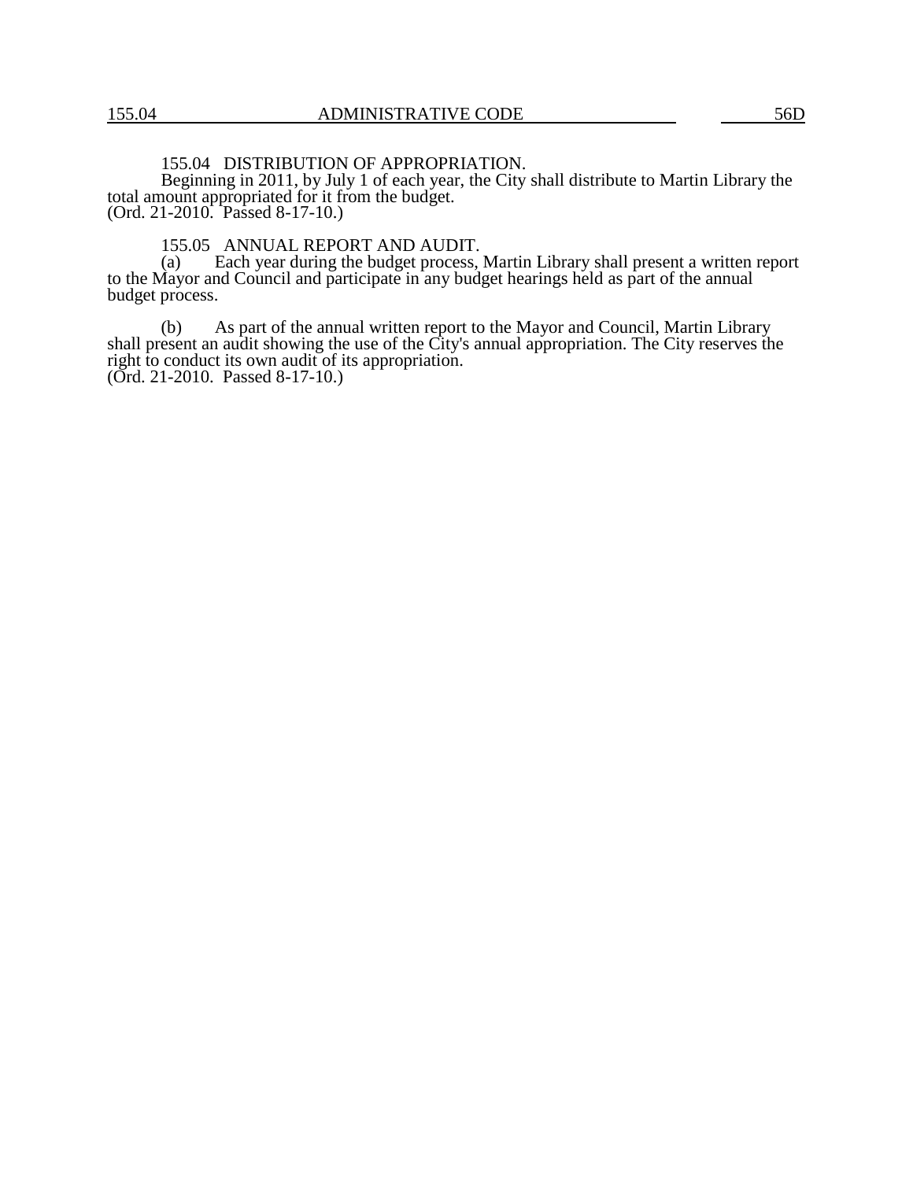155.04 DISTRIBUTION OF APPROPRIATION.

Beginning in 2011, by July 1 of each year, the City shall distribute to Martin Library the total amount appropriated for it from the budget.
(Ord. 21-2010. Passed 8-17-10.)

155.05 ANNUAL REPORT AND AUDIT.

(a) Each year during the budget process, Martin Library shall present a written report to the Mayor and Council and participate in any budget hearings held as part of the annual budget process.

(b) As part of the annual written report to the Mayor and Council, Martin Library shall present an audit showing the use of the City's annual appropriation. The City reserves the right to conduct its own audit of its appropriation.
(Ord. 21-2010. Passed 8-17-10.)